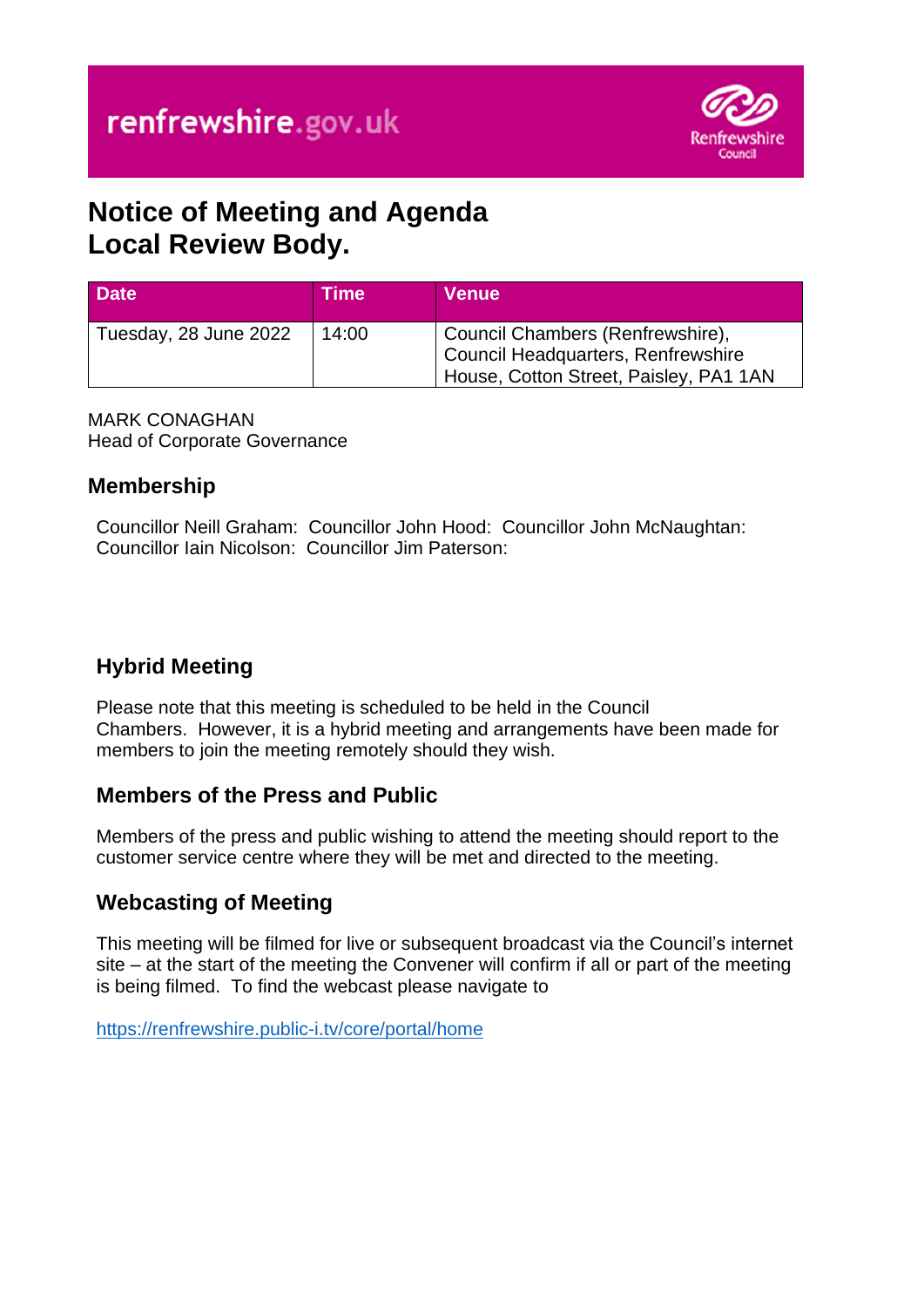renfrewshire.gov.uk

Renfrewshire Council

# Notice of Meeting and Agenda
# Local Review Body.

| Date | Time | Venue |
| --- | --- | --- |
| Tuesday, 28 June 2022 | 14:00 | Council Chambers (Renfrewshire), Council Headquarters, Renfrewshire House, Cotton Street, Paisley, PA1 1AN |

MARK CONAGHAN
Head of Corporate Governance

## Membership

Councillor Neill Graham: Councillor John Hood: Councillor John McNaughtan: Councillor Iain Nicolson: Councillor Jim Paterson:

## Hybrid Meeting

Please note that this meeting is scheduled to be held in the Council Chambers. However, it is a hybrid meeting and arrangements have been made for members to join the meeting remotely should they wish.

## Members of the Press and Public

Members of the press and public wishing to attend the meeting should report to the customer service centre where they will be met and directed to the meeting.

## Webcasting of Meeting

This meeting will be filmed for live or subsequent broadcast via the Council's internet site – at the start of the meeting the Convener will confirm if all or part of the meeting is being filmed. To find the webcast please navigate to

https://renfrewshire.public-i.tv/core/portal/home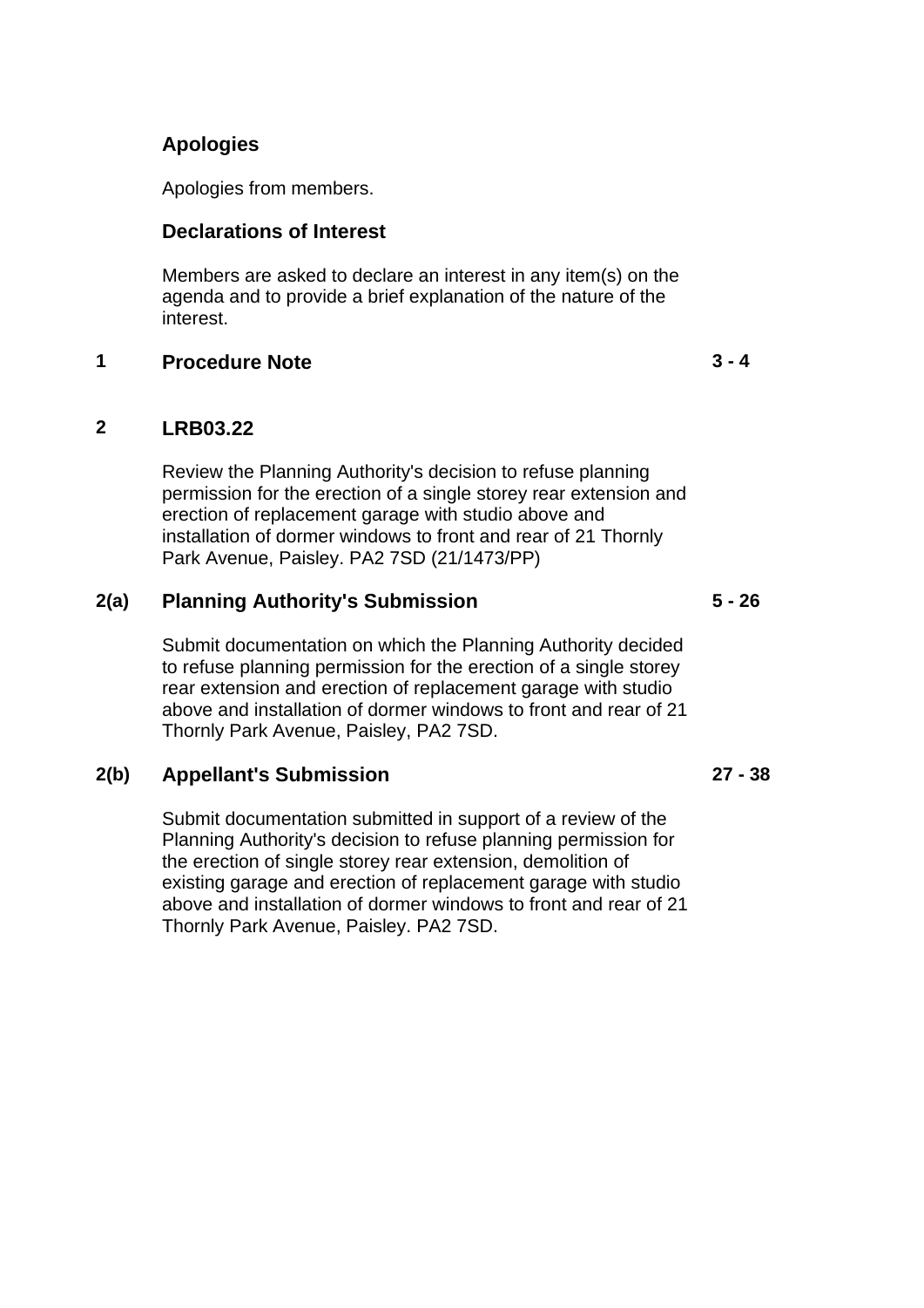### Apologies

Apologies from members.

### Declarations of Interest

Members are asked to declare an interest in any item(s) on the agenda and to provide a brief explanation of the nature of the interest.

### 1 Procedure Note — 3 - 4

### 2 LRB03.22

Review the Planning Authority's decision to refuse planning permission for the erection of a single storey rear extension and erection of replacement garage with studio above and installation of dormer windows to front and rear of 21 Thornly Park Avenue, Paisley. PA2 7SD (21/1473/PP)

### 2(a) Planning Authority's Submission — 5 - 26

Submit documentation on which the Planning Authority decided to refuse planning permission for the erection of a single storey rear extension and erection of replacement garage with studio above and installation of dormer windows to front and rear of 21 Thornly Park Avenue, Paisley, PA2 7SD.

### 2(b) Appellant's Submission — 27 - 38

Submit documentation submitted in support of a review of the Planning Authority's decision to refuse planning permission for the erection of single storey rear extension, demolition of existing garage and erection of replacement garage with studio above and installation of dormer windows to front and rear of 21 Thornly Park Avenue, Paisley. PA2 7SD.